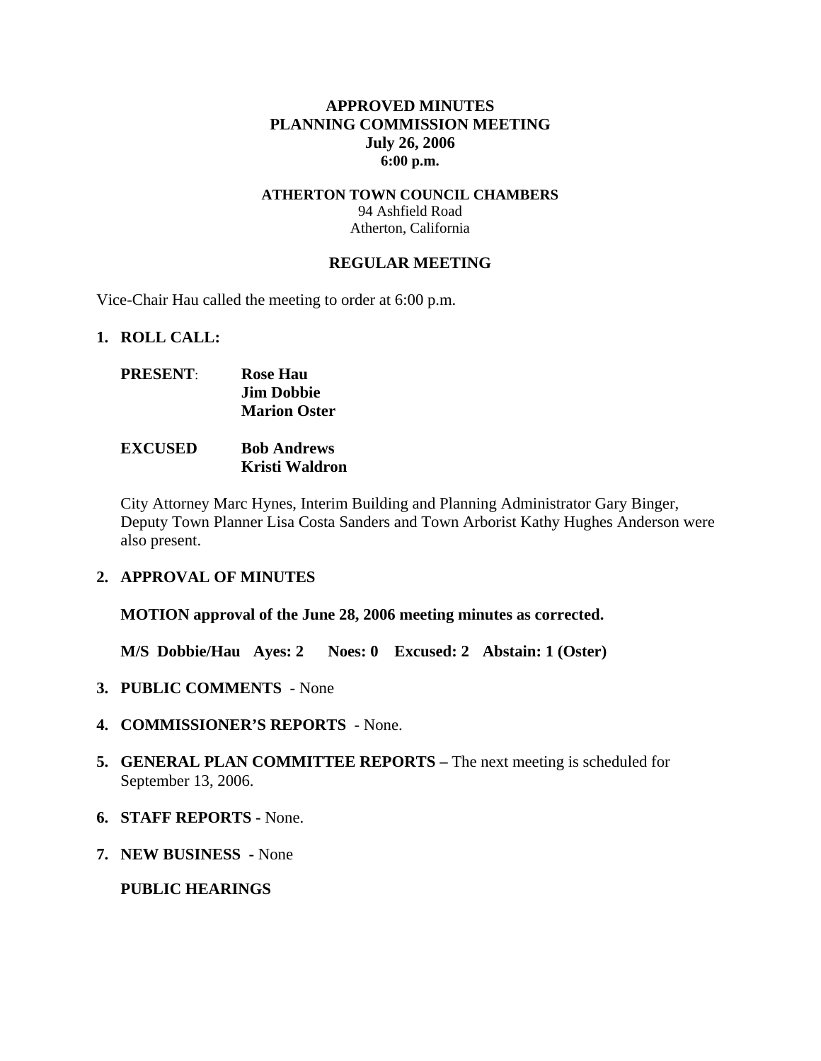**APPROVED MINUTES**
**PLANNING COMMISSION MEETING**
**July 26, 2006**
**6:00 p.m.**

**ATHERTON TOWN COUNCIL CHAMBERS**
94 Ashfield Road
Atherton, California

**REGULAR MEETING**

Vice-Chair Hau called the meeting to order at 6:00 p.m.

1. **ROLL CALL:**

   **PRESENT**: **Rose Hau**
   **Jim Dobbie**
   **Marion Oster**

   **EXCUSED** **Bob Andrews**
   **Kristi Waldron**

   City Attorney Marc Hynes, Interim Building and Planning Administrator Gary Binger, Deputy Town Planner Lisa Costa Sanders and Town Arborist Kathy Hughes Anderson were also present.

2. **APPROVAL OF MINUTES**

   **MOTION approval of the June 28, 2006 meeting minutes as corrected.**

   **M/S Dobbie/Hau Ayes: 2 Noes: 0 Excused: 2 Abstain: 1 (Oster)**

3. **PUBLIC COMMENTS** - None

4. **COMMISSIONER'S REPORTS -** None.

5. **GENERAL PLAN COMMITTEE REPORTS –** The next meeting is scheduled for September 13, 2006.

6. **STAFF REPORTS -** None.

7. **NEW BUSINESS -** None

   **PUBLIC HEARINGS**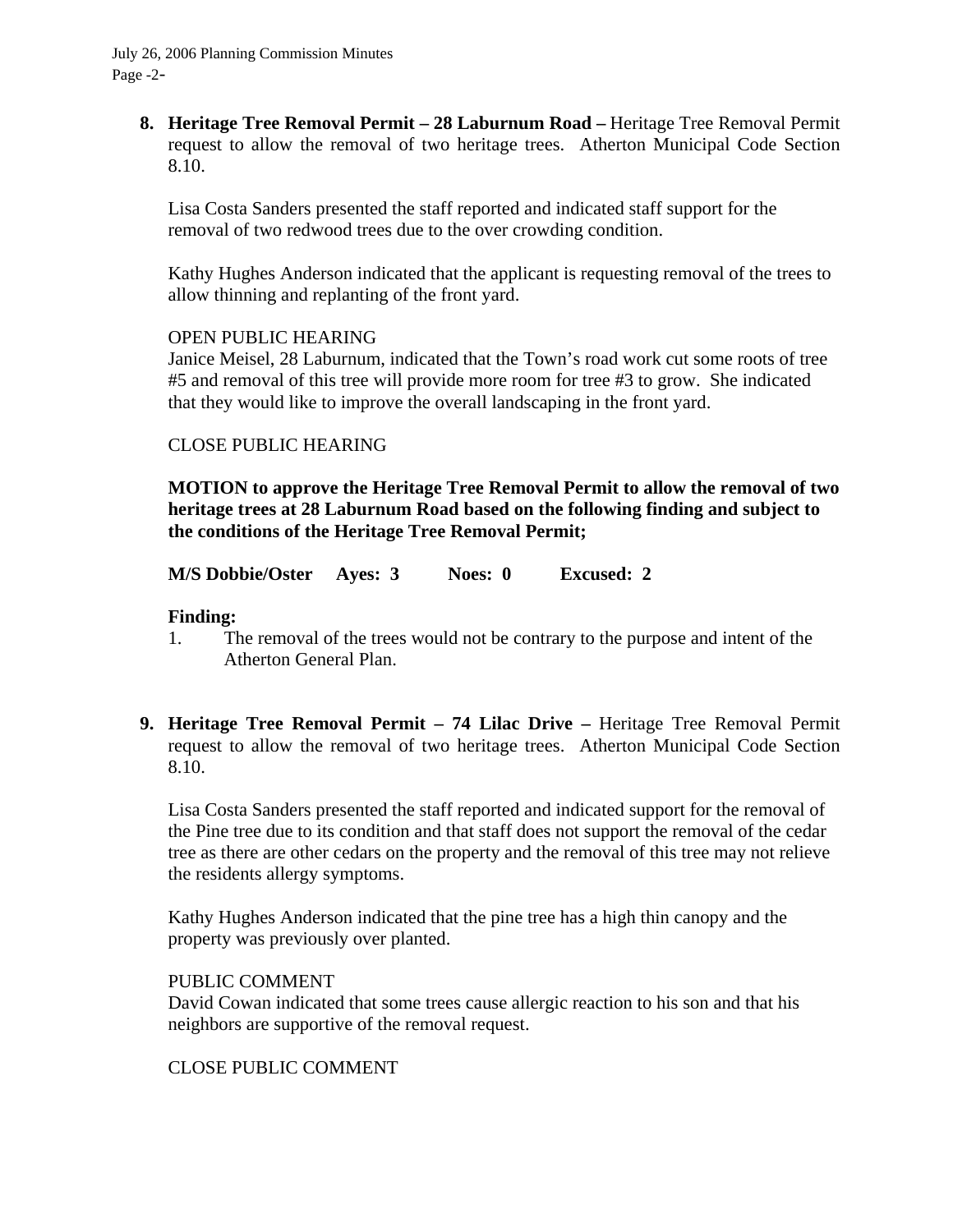**8. Heritage Tree Removal Permit – 28 Laburnum Road –** Heritage Tree Removal Permit request to allow the removal of two heritage trees. Atherton Municipal Code Section 8.10.

Lisa Costa Sanders presented the staff reported and indicated staff support for the removal of two redwood trees due to the over crowding condition.

Kathy Hughes Anderson indicated that the applicant is requesting removal of the trees to allow thinning and replanting of the front yard.

OPEN PUBLIC HEARING
Janice Meisel, 28 Laburnum, indicated that the Town's road work cut some roots of tree #5 and removal of this tree will provide more room for tree #3 to grow. She indicated that they would like to improve the overall landscaping in the front yard.

CLOSE PUBLIC HEARING

**MOTION to approve the Heritage Tree Removal Permit to allow the removal of two heritage trees at 28 Laburnum Road based on the following finding and subject to the conditions of the Heritage Tree Removal Permit;**

**M/S Dobbie/Oster Ayes: 3 Noes: 0 Excused: 2**

**Finding:**

1. The removal of the trees would not be contrary to the purpose and intent of the Atherton General Plan.

**9. Heritage Tree Removal Permit – 74 Lilac Drive –** Heritage Tree Removal Permit request to allow the removal of two heritage trees. Atherton Municipal Code Section 8.10.

Lisa Costa Sanders presented the staff reported and indicated support for the removal of the Pine tree due to its condition and that staff does not support the removal of the cedar tree as there are other cedars on the property and the removal of this tree may not relieve the residents allergy symptoms.

Kathy Hughes Anderson indicated that the pine tree has a high thin canopy and the property was previously over planted.

PUBLIC COMMENT
David Cowan indicated that some trees cause allergic reaction to his son and that his neighbors are supportive of the removal request.

CLOSE PUBLIC COMMENT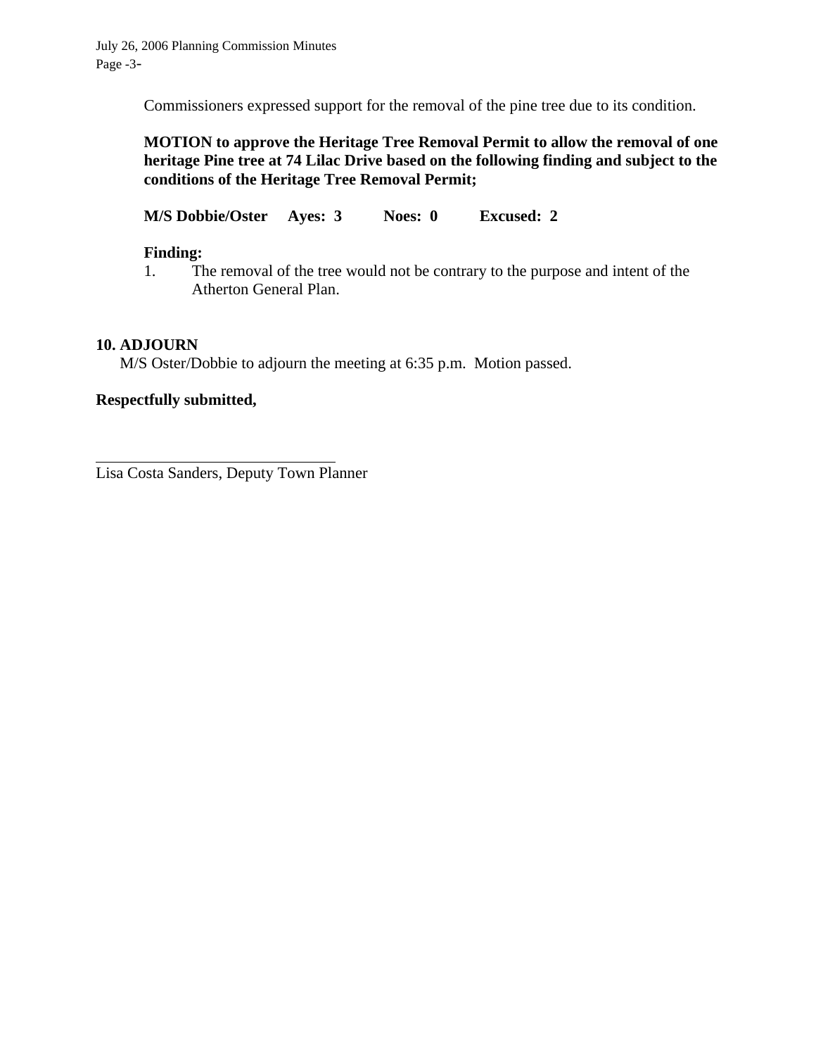Commissioners expressed support for the removal of the pine tree due to its condition.

**MOTION to approve the Heritage Tree Removal Permit to allow the removal of one heritage Pine tree at 74 Lilac Drive based on the following finding and subject to the conditions of the Heritage Tree Removal Permit;**

**M/S Dobbie/Oster Ayes: 3 Noes: 0 Excused: 2**

**Finding:**

1. The removal of the tree would not be contrary to the purpose and intent of the Atherton General Plan.

**10. ADJOURN**

M/S Oster/Dobbie to adjourn the meeting at 6:35 p.m. Motion passed.

**Respectfully submitted,**

\_\_\_\_\_\_\_\_\_\_\_\_\_\_\_\_\_\_\_\_\_\_\_\_\_\_\_\_\_\_\_\_

Lisa Costa Sanders, Deputy Town Planner